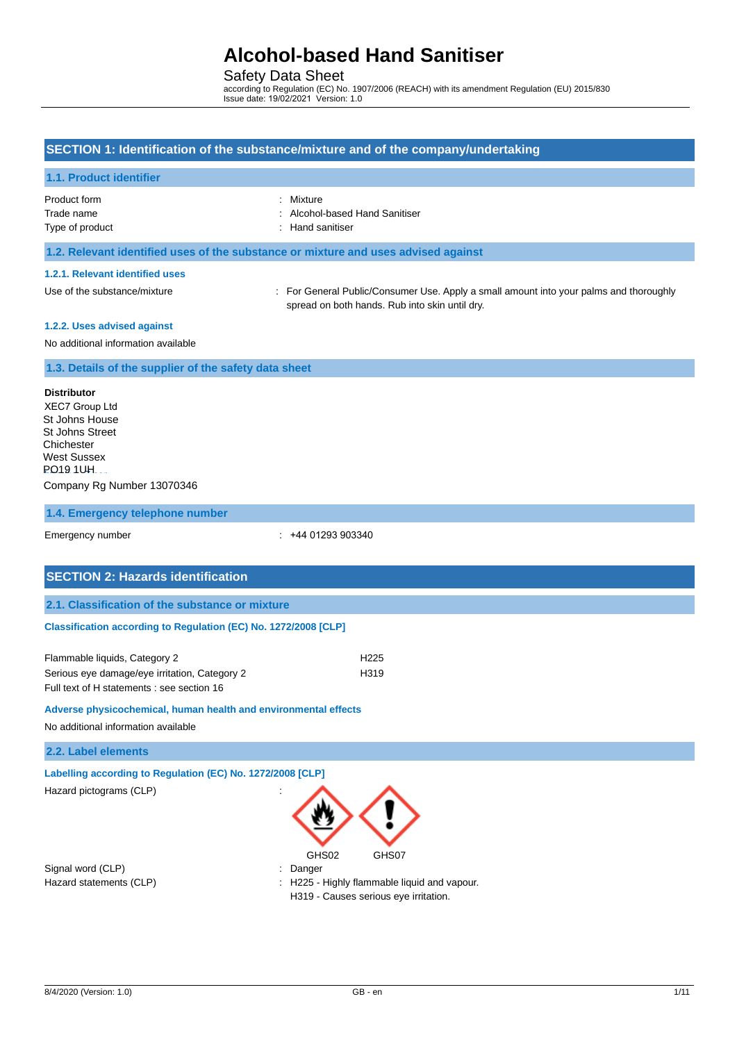# Alcohol-based Hand Sanitiser

Safety Data Sheet

according to Regulation (EC) No. 1907/2006 (REACH) with its amendment Regulation (EU) 2015/830
Issue date: 19/02/2021 Version: 1.0

## SECTION 1: Identification of the substance/mixture and of the company/undertaking

### 1.1. Product identifier

| | |
|---|---|
| Product form | : Mixture |
| Trade name | : Alcohol-based Hand Sanitiser |
| Type of product | : Hand sanitiser |

### 1.2. Relevant identified uses of the substance or mixture and uses advised against

#### 1.2.1. Relevant identified uses

| | |
|---|---|
| Use of the substance/mixture | : For General Public/Consumer Use. Apply a small amount into your palms and thoroughly spread on both hands. Rub into skin until dry. |

#### 1.2.2. Uses advised against

No additional information available

### 1.3. Details of the supplier of the safety data sheet

**Distributor**
XEC7 Group Ltd
St Johns House
St Johns Street
Chichester
West Sussex
PO19 1UH

Company Rg Number 13070346

### 1.4. Emergency telephone number

| | |
|---|---|
| Emergency number | : +44 01293 903340 |

## SECTION 2: Hazards identification

### 2.1. Classification of the substance or mixture

**Classification according to Regulation (EC) No. 1272/2008 [CLP]**

| | |
|---|---|
| Flammable liquids, Category 2 | H225 |
| Serious eye damage/eye irritation, Category 2 | H319 |

Full text of H statements : see section 16

**Adverse physicochemical, human health and environmental effects**

No additional information available

### 2.2. Label elements

**Labelling according to Regulation (EC) No. 1272/2008 [CLP]**

Hazard pictograms (CLP) :

GHS02 GHS07

| | |
|---|---|
| Signal word (CLP) | : Danger |
| Hazard statements (CLP) | : H225 - Highly flammable liquid and vapour.<br>H319 - Causes serious eye irritation. |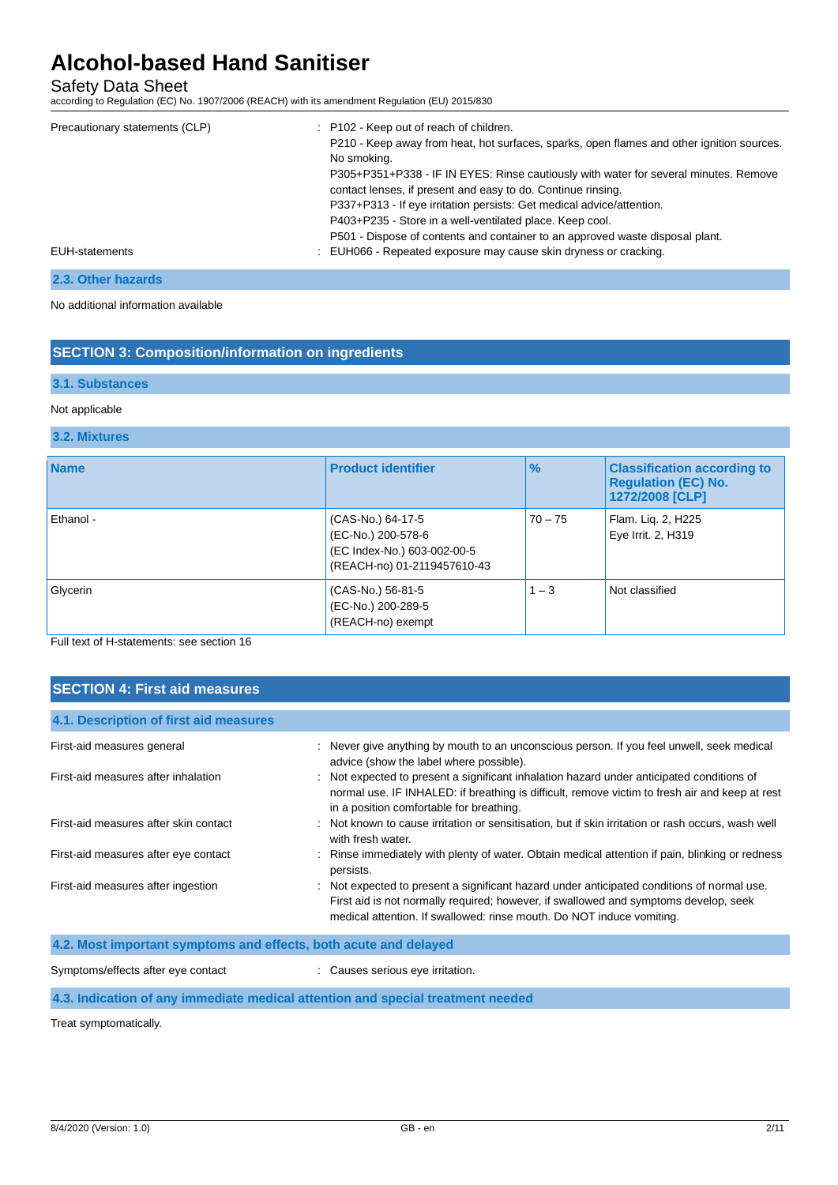Precautionary statements (CLP) : P102 - Keep out of reach of children.
P210 - Keep away from heat, hot surfaces, sparks, open flames and other ignition sources. No smoking.
P305+P351+P338 - IF IN EYES: Rinse cautiously with water for several minutes. Remove contact lenses, if present and easy to do. Continue rinsing.
P337+P313 - If eye irritation persists: Get medical advice/attention.
P403+P235 - Store in a well-ventilated place. Keep cool.
P501 - Dispose of contents and container to an approved waste disposal plant.

EUH-statements : EUH066 - Repeated exposure may cause skin dryness or cracking.

### 2.3. Other hazards

No additional information available

## SECTION 3: Composition/information on ingredients

### 3.1. Substances

Not applicable

### 3.2. Mixtures

| Name | Product identifier | % | Classification according to Regulation (EC) No. 1272/2008 [CLP] |
|---|---|---|---|
| Ethanol - | (CAS-No.) 64-17-5<br>(EC-No.) 200-578-6<br>(EC Index-No.) 603-002-00-5<br>(REACH-no) 01-2119457610-43 | 70 – 75 | Flam. Liq. 2, H225<br>Eye Irrit. 2, H319 |
| Glycerin | (CAS-No.) 56-81-5<br>(EC-No.) 200-289-5<br>(REACH-no) exempt | 1 – 3 | Not classified |

Full text of H-statements: see section 16

## SECTION 4: First aid measures

### 4.1. Description of first aid measures

First-aid measures general : Never give anything by mouth to an unconscious person. If you feel unwell, seek medical advice (show the label where possible).

First-aid measures after inhalation : Not expected to present a significant inhalation hazard under anticipated conditions of normal use. IF INHALED: if breathing is difficult, remove victim to fresh air and keep at rest in a position comfortable for breathing.

First-aid measures after skin contact : Not known to cause irritation or sensitisation, but if skin irritation or rash occurs, wash well with fresh water.

First-aid measures after eye contact : Rinse immediately with plenty of water. Obtain medical attention if pain, blinking or redness persists.

First-aid measures after ingestion : Not expected to present a significant hazard under anticipated conditions of normal use. First aid is not normally required; however, if swallowed and symptoms develop, seek medical attention. If swallowed: rinse mouth. Do NOT induce vomiting.

### 4.2. Most important symptoms and effects, both acute and delayed

Symptoms/effects after eye contact : Causes serious eye irritation.

### 4.3. Indication of any immediate medical attention and special treatment needed

Treat symptomatically.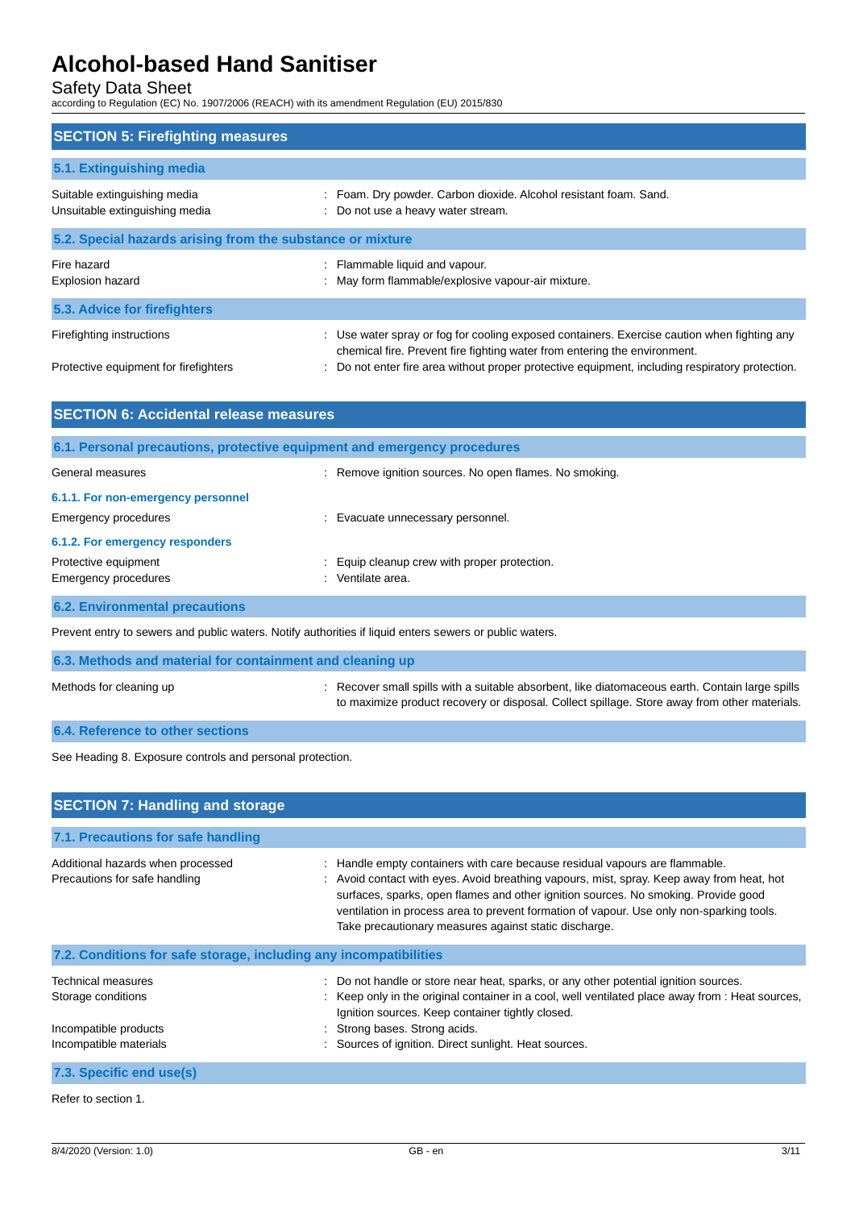## SECTION 5: Firefighting measures

### 5.1. Extinguishing media

| | |
|---|---|
| Suitable extinguishing media | : Foam. Dry powder. Carbon dioxide. Alcohol resistant foam. Sand. |
| Unsuitable extinguishing media | : Do not use a heavy water stream. |

### 5.2. Special hazards arising from the substance or mixture

| | |
|---|---|
| Fire hazard | : Flammable liquid and vapour. |
| Explosion hazard | : May form flammable/explosive vapour-air mixture. |

### 5.3. Advice for firefighters

| | |
|---|---|
| Firefighting instructions | : Use water spray or fog for cooling exposed containers. Exercise caution when fighting any chemical fire. Prevent fire fighting water from entering the environment. |
| Protective equipment for firefighters | : Do not enter fire area without proper protective equipment, including respiratory protection. |

## SECTION 6: Accidental release measures

### 6.1. Personal precautions, protective equipment and emergency procedures

| | |
|---|---|
| General measures | : Remove ignition sources. No open flames. No smoking. |

#### 6.1.1. For non-emergency personnel

| | |
|---|---|
| Emergency procedures | : Evacuate unnecessary personnel. |

#### 6.1.2. For emergency responders

| | |
|---|---|
| Protective equipment | : Equip cleanup crew with proper protection. |
| Emergency procedures | : Ventilate area. |

### 6.2. Environmental precautions

Prevent entry to sewers and public waters. Notify authorities if liquid enters sewers or public waters.

### 6.3. Methods and material for containment and cleaning up

| | |
|---|---|
| Methods for cleaning up | : Recover small spills with a suitable absorbent, like diatomaceous earth. Contain large spills to maximize product recovery or disposal. Collect spillage. Store away from other materials. |

### 6.4. Reference to other sections

See Heading 8. Exposure controls and personal protection.

## SECTION 7: Handling and storage

### 7.1. Precautions for safe handling

| | |
|---|---|
| Additional hazards when processed | : Handle empty containers with care because residual vapours are flammable. |
| Precautions for safe handling | : Avoid contact with eyes. Avoid breathing vapours, mist, spray. Keep away from heat, hot surfaces, sparks, open flames and other ignition sources. No smoking. Provide good ventilation in process area to prevent formation of vapour. Use only non-sparking tools. Take precautionary measures against static discharge. |

### 7.2. Conditions for safe storage, including any incompatibilities

| | |
|---|---|
| Technical measures | : Do not handle or store near heat, sparks, or any other potential ignition sources. |
| Storage conditions | : Keep only in the original container in a cool, well ventilated place away from : Heat sources, Ignition sources. Keep container tightly closed. |
| Incompatible products | : Strong bases. Strong acids. |
| Incompatible materials | : Sources of ignition. Direct sunlight. Heat sources. |

### 7.3. Specific end use(s)

Refer to section 1.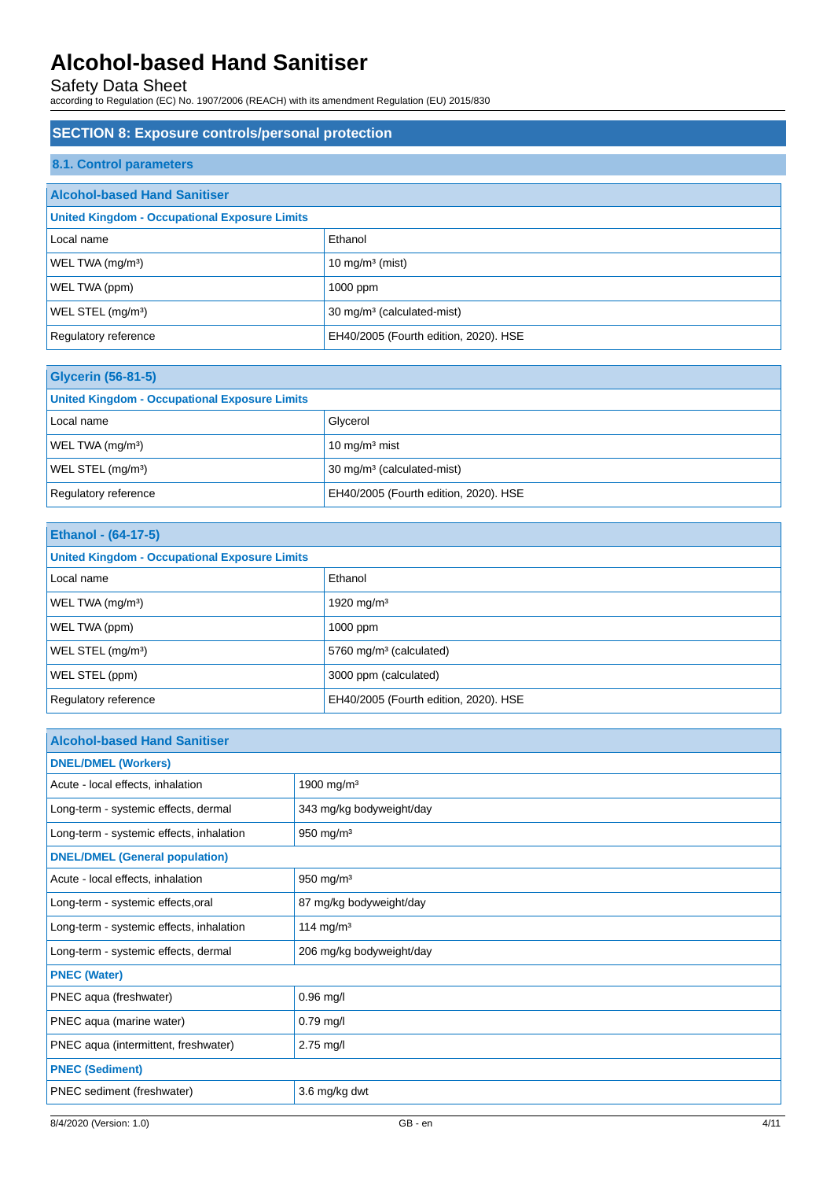## SECTION 8: Exposure controls/personal protection

### 8.1. Control parameters

| Alcohol-based Hand Sanitiser | |
|---|---|
| **United Kingdom - Occupational Exposure Limits** | |
| Local name | Ethanol |
| WEL TWA (mg/m³) | 10 mg/m³ (mist) |
| WEL TWA (ppm) | 1000 ppm |
| WEL STEL (mg/m³) | 30 mg/m³ (calculated-mist) |
| Regulatory reference | EH40/2005 (Fourth edition, 2020). HSE |

| Glycerin (56-81-5) | |
|---|---|
| **United Kingdom - Occupational Exposure Limits** | |
| Local name | Glycerol |
| WEL TWA (mg/m³) | 10 mg/m³ mist |
| WEL STEL (mg/m³) | 30 mg/m³ (calculated-mist) |
| Regulatory reference | EH40/2005 (Fourth edition, 2020). HSE |

| Ethanol - (64-17-5) | |
|---|---|
| **United Kingdom - Occupational Exposure Limits** | |
| Local name | Ethanol |
| WEL TWA (mg/m³) | 1920 mg/m³ |
| WEL TWA (ppm) | 1000 ppm |
| WEL STEL (mg/m³) | 5760 mg/m³ (calculated) |
| WEL STEL (ppm) | 3000 ppm (calculated) |
| Regulatory reference | EH40/2005 (Fourth edition, 2020). HSE |

| Alcohol-based Hand Sanitiser | |
|---|---|
| **DNEL/DMEL (Workers)** | |
| Acute - local effects, inhalation | 1900 mg/m³ |
| Long-term - systemic effects, dermal | 343 mg/kg bodyweight/day |
| Long-term - systemic effects, inhalation | 950 mg/m³ |
| **DNEL/DMEL (General population)** | |
| Acute - local effects, inhalation | 950 mg/m³ |
| Long-term - systemic effects,oral | 87 mg/kg bodyweight/day |
| Long-term - systemic effects, inhalation | 114 mg/m³ |
| Long-term - systemic effects, dermal | 206 mg/kg bodyweight/day |
| **PNEC (Water)** | |
| PNEC aqua (freshwater) | 0.96 mg/l |
| PNEC aqua (marine water) | 0.79 mg/l |
| PNEC aqua (intermittent, freshwater) | 2.75 mg/l |
| **PNEC (Sediment)** | |
| PNEC sediment (freshwater) | 3.6 mg/kg dwt |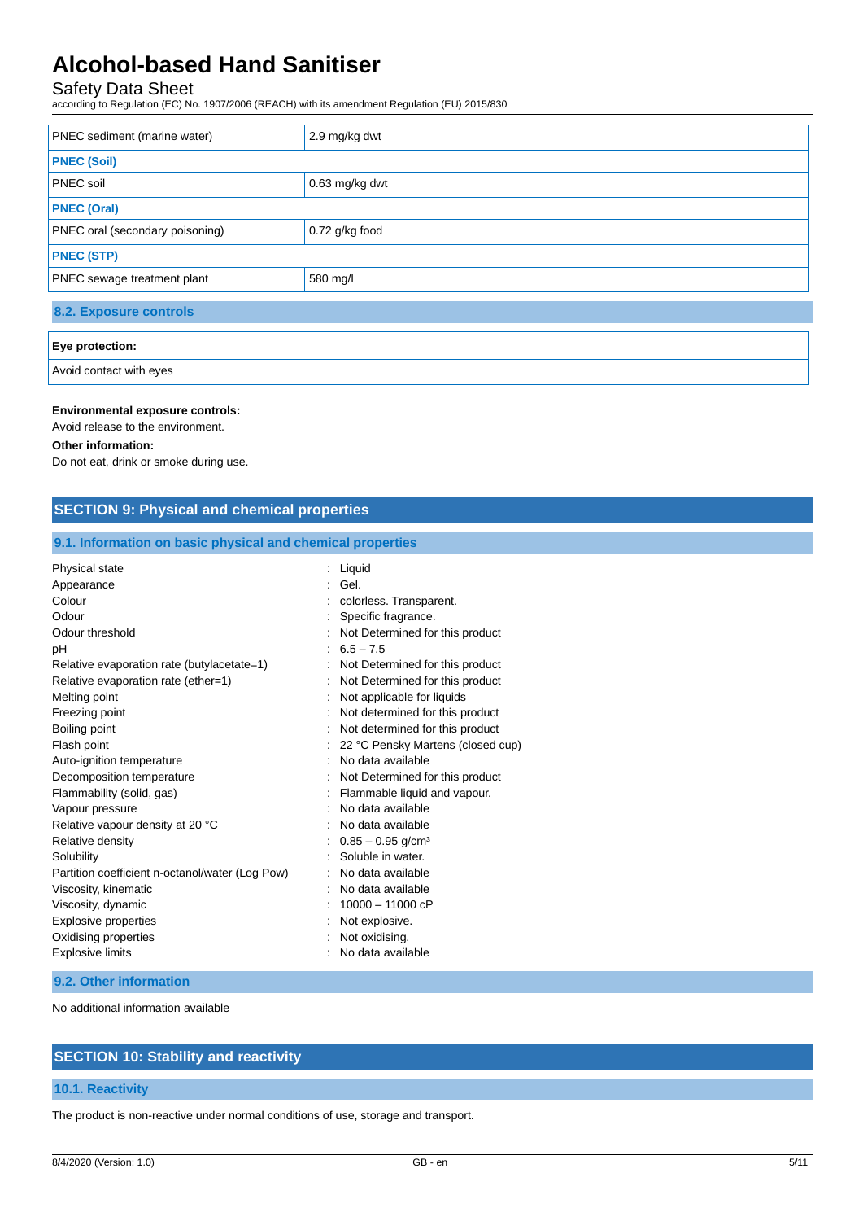| | |
|---|---|
| PNEC sediment (marine water) | 2.9 mg/kg dwt |
| **PNEC (Soil)** | |
| PNEC soil | 0.63 mg/kg dwt |
| **PNEC (Oral)** | |
| PNEC oral (secondary poisoning) | 0.72 g/kg food |
| **PNEC (STP)** | |
| PNEC sewage treatment plant | 580 mg/l |

### 8.2. Exposure controls

| **Eye protection:** |
|---|
| Avoid contact with eyes |

**Environmental exposure controls:**

Avoid release to the environment.

**Other information:**

Do not eat, drink or smoke during use.

## SECTION 9: Physical and chemical properties

### 9.1. Information on basic physical and chemical properties

| | |
|---|---|
| Physical state | : Liquid |
| Appearance | : Gel. |
| Colour | : colorless. Transparent. |
| Odour | : Specific fragrance. |
| Odour threshold | : Not Determined for this product |
| pH | : 6.5 – 7.5 |
| Relative evaporation rate (butylacetate=1) | : Not Determined for this product |
| Relative evaporation rate (ether=1) | : Not Determined for this product |
| Melting point | : Not applicable for liquids |
| Freezing point | : Not determined for this product |
| Boiling point | : Not determined for this product |
| Flash point | : 22 °C Pensky Martens (closed cup) |
| Auto-ignition temperature | : No data available |
| Decomposition temperature | : Not Determined for this product |
| Flammability (solid, gas) | : Flammable liquid and vapour. |
| Vapour pressure | : No data available |
| Relative vapour density at 20 °C | : No data available |
| Relative density | : 0.85 – 0.95 g/cm³ |
| Solubility | : Soluble in water. |
| Partition coefficient n-octanol/water (Log Pow) | : No data available |
| Viscosity, kinematic | : No data available |
| Viscosity, dynamic | : 10000 – 11000 cP |
| Explosive properties | : Not explosive. |
| Oxidising properties | : Not oxidising. |
| Explosive limits | : No data available |

### 9.2. Other information

No additional information available

## SECTION 10: Stability and reactivity

### 10.1. Reactivity

The product is non-reactive under normal conditions of use, storage and transport.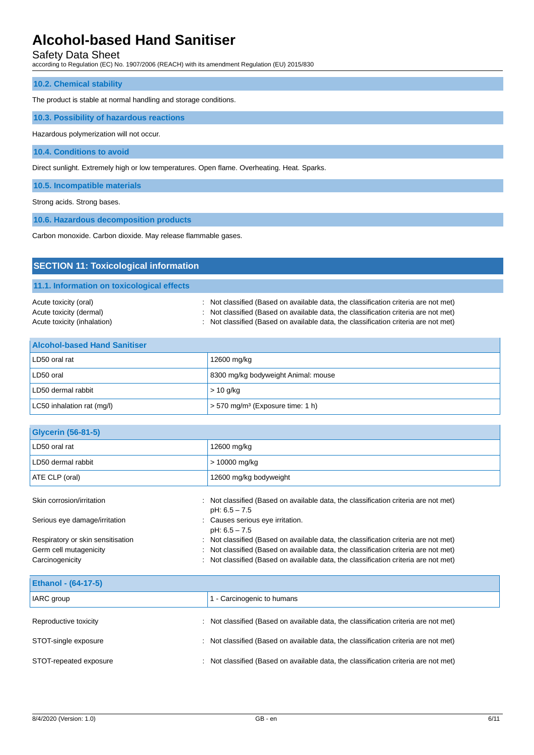### 10.2. Chemical stability

The product is stable at normal handling and storage conditions.

### 10.3. Possibility of hazardous reactions

Hazardous polymerization will not occur.

### 10.4. Conditions to avoid

Direct sunlight. Extremely high or low temperatures. Open flame. Overheating. Heat. Sparks.

### 10.5. Incompatible materials

Strong acids. Strong bases.

### 10.6. Hazardous decomposition products

Carbon monoxide. Carbon dioxide. May release flammable gases.

## SECTION 11: Toxicological information

### 11.1. Information on toxicological effects

Acute toxicity (oral) : Not classified (Based on available data, the classification criteria are not met)
Acute toxicity (dermal) : Not classified (Based on available data, the classification criteria are not met)
Acute toxicity (inhalation) : Not classified (Based on available data, the classification criteria are not met)

| Alcohol-based Hand Sanitiser | |
|---|---|
| LD50 oral rat | 12600 mg/kg |
| LD50 oral | 8300 mg/kg bodyweight Animal: mouse |
| LD50 dermal rabbit | > 10 g/kg |
| LC50 inhalation rat (mg/l) | > 570 mg/m³ (Exposure time: 1 h) |

| Glycerin (56-81-5) | |
|---|---|
| LD50 oral rat | 12600 mg/kg |
| LD50 dermal rabbit | > 10000 mg/kg |
| ATE CLP (oral) | 12600 mg/kg bodyweight |

Skin corrosion/irritation : Not classified (Based on available data, the classification criteria are not met)
pH: 6.5 – 7.5

Serious eye damage/irritation : Causes serious eye irritation.
pH: 6.5 – 7.5

Respiratory or skin sensitisation : Not classified (Based on available data, the classification criteria are not met)
Germ cell mutagenicity : Not classified (Based on available data, the classification criteria are not met)
Carcinogenicity : Not classified (Based on available data, the classification criteria are not met)

| Ethanol - (64-17-5) | |
|---|---|
| IARC group | 1 - Carcinogenic to humans |

Reproductive toxicity : Not classified (Based on available data, the classification criteria are not met)

STOT-single exposure : Not classified (Based on available data, the classification criteria are not met)

STOT-repeated exposure : Not classified (Based on available data, the classification criteria are not met)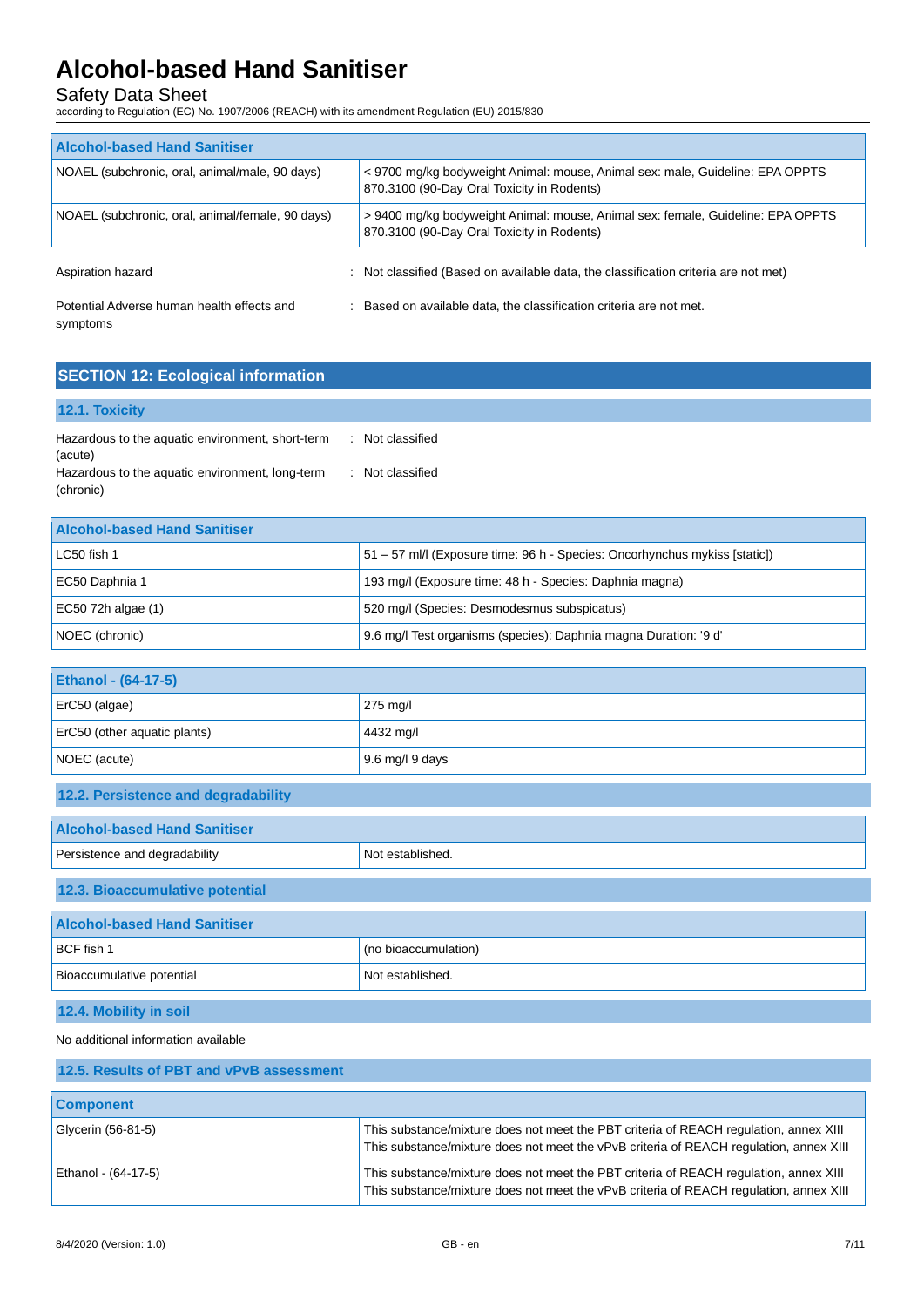| Alcohol-based Hand Sanitiser | |
|---|---|
| NOAEL (subchronic, oral, animal/male, 90 days) | < 9700 mg/kg bodyweight Animal: mouse, Animal sex: male, Guideline: EPA OPPTS 870.3100 (90-Day Oral Toxicity in Rodents) |
| NOAEL (subchronic, oral, animal/female, 90 days) | > 9400 mg/kg bodyweight Animal: mouse, Animal sex: female, Guideline: EPA OPPTS 870.3100 (90-Day Oral Toxicity in Rodents) |

Aspiration hazard : Not classified (Based on available data, the classification criteria are not met)

Potential Adverse human health effects and symptoms : Based on available data, the classification criteria are not met.

## SECTION 12: Ecological information

### 12.1. Toxicity

Hazardous to the aquatic environment, short-term (acute) : Not classified

Hazardous to the aquatic environment, long-term (chronic) : Not classified

| Alcohol-based Hand Sanitiser | |
|---|---|
| LC50 fish 1 | 51 – 57 ml/l (Exposure time: 96 h - Species: Oncorhynchus mykiss [static]) |
| EC50 Daphnia 1 | 193 mg/l (Exposure time: 48 h - Species: Daphnia magna) |
| EC50 72h algae (1) | 520 mg/l (Species: Desmodesmus subspicatus) |
| NOEC (chronic) | 9.6 mg/l Test organisms (species): Daphnia magna Duration: '9 d' |

| Ethanol - (64-17-5) | |
|---|---|
| ErC50 (algae) | 275 mg/l |
| ErC50 (other aquatic plants) | 4432 mg/l |
| NOEC (acute) | 9.6 mg/l 9 days |

### 12.2. Persistence and degradability

| Alcohol-based Hand Sanitiser | |
|---|---|
| Persistence and degradability | Not established. |

### 12.3. Bioaccumulative potential

| Alcohol-based Hand Sanitiser | |
|---|---|
| BCF fish 1 | (no bioaccumulation) |
| Bioaccumulative potential | Not established. |

### 12.4. Mobility in soil

No additional information available

### 12.5. Results of PBT and vPvB assessment

| Component | |
|---|---|
| Glycerin (56-81-5) | This substance/mixture does not meet the PBT criteria of REACH regulation, annex XIII<br>This substance/mixture does not meet the vPvB criteria of REACH regulation, annex XIII |
| Ethanol - (64-17-5) | This substance/mixture does not meet the PBT criteria of REACH regulation, annex XIII<br>This substance/mixture does not meet the vPvB criteria of REACH regulation, annex XIII |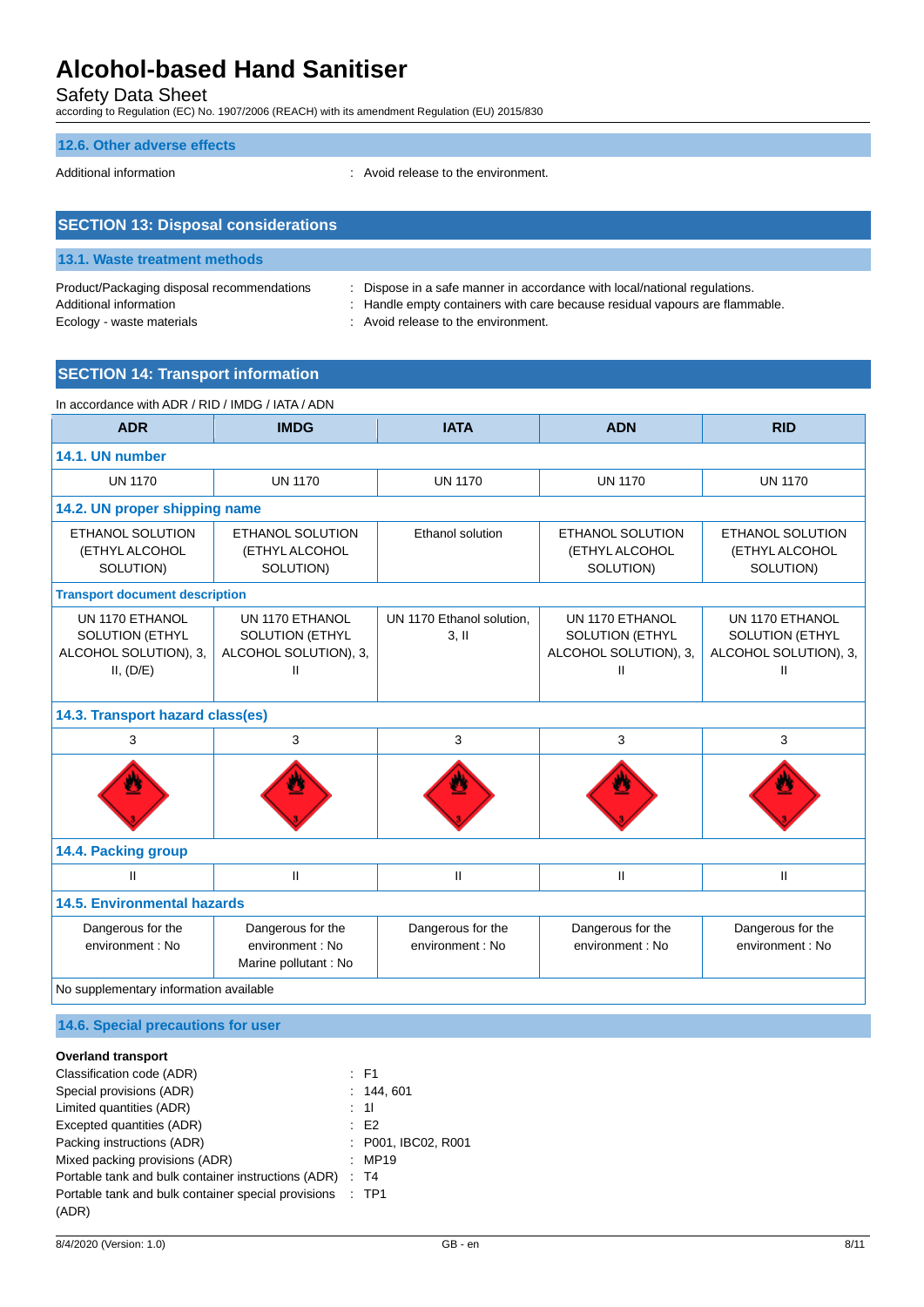### 12.6. Other adverse effects

Additional information : Avoid release to the environment.

## SECTION 13: Disposal considerations

### 13.1. Waste treatment methods

Product/Packaging disposal recommendations : Dispose in a safe manner in accordance with local/national regulations.
Additional information : Handle empty containers with care because residual vapours are flammable.
Ecology - waste materials : Avoid release to the environment.

## SECTION 14: Transport information

In accordance with ADR / RID / IMDG / IATA / ADN

| ADR | IMDG | IATA | ADN | RID |
|---|---|---|---|---|
| **14.1. UN number** | | | | |
| UN 1170 | UN 1170 | UN 1170 | UN 1170 | UN 1170 |
| **14.2. UN proper shipping name** | | | | |
| ETHANOL SOLUTION (ETHYL ALCOHOL SOLUTION) | ETHANOL SOLUTION (ETHYL ALCOHOL SOLUTION) | Ethanol solution | ETHANOL SOLUTION (ETHYL ALCOHOL SOLUTION) | ETHANOL SOLUTION (ETHYL ALCOHOL SOLUTION) |
| **Transport document description** | | | | |
| UN 1170 ETHANOL SOLUTION (ETHYL ALCOHOL SOLUTION), 3, II, (D/E) | UN 1170 ETHANOL SOLUTION (ETHYL ALCOHOL SOLUTION), 3, II | UN 1170 Ethanol solution, 3, II | UN 1170 ETHANOL SOLUTION (ETHYL ALCOHOL SOLUTION), 3, II | UN 1170 ETHANOL SOLUTION (ETHYL ALCOHOL SOLUTION), 3, II |
| **14.3. Transport hazard class(es)** | | | | |
| 3 | 3 | 3 | 3 | 3 |
| **14.4. Packing group** | | | | |
| II | II | II | II | II |
| **14.5. Environmental hazards** | | | | |
| Dangerous for the environment : No | Dangerous for the environment : No<br>Marine pollutant : No | Dangerous for the environment : No | Dangerous for the environment : No | Dangerous for the environment : No |
| No supplementary information available | | | | |

### 14.6. Special precautions for user

**Overland transport**

Classification code (ADR) : F1
Special provisions (ADR) : 144, 601
Limited quantities (ADR) : 1l
Excepted quantities (ADR) : E2
Packing instructions (ADR) : P001, IBC02, R001
Mixed packing provisions (ADR) : MP19
Portable tank and bulk container instructions (ADR) : T4
Portable tank and bulk container special provisions (ADR) : TP1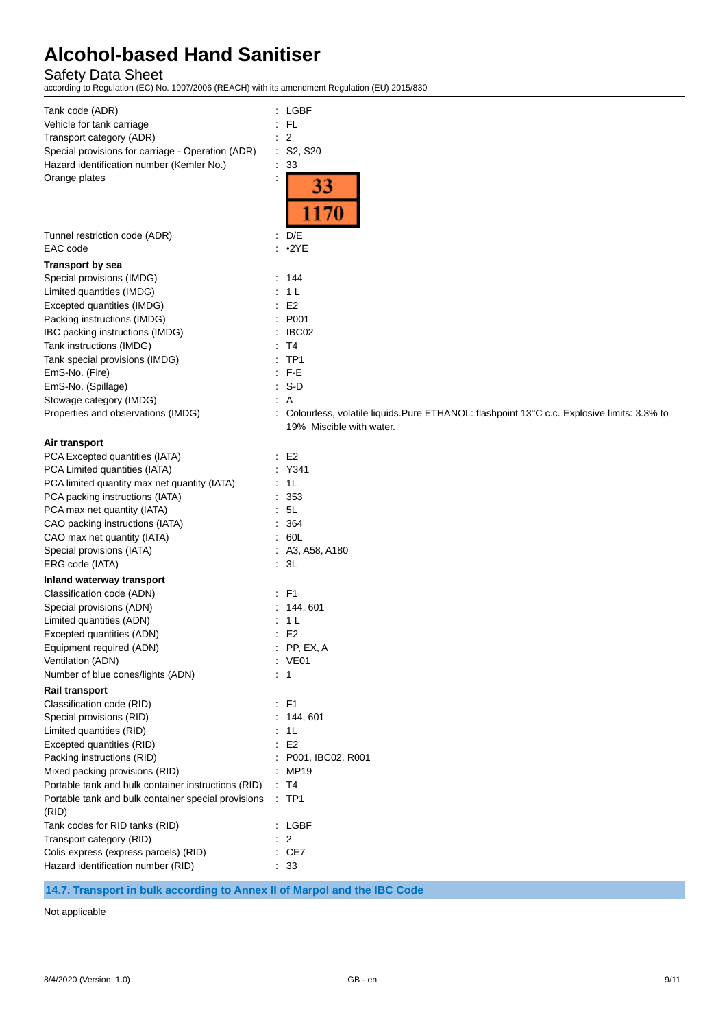| | |
|---|---|
| Tank code (ADR) | : LGBF |
| Vehicle for tank carriage | : FL |
| Transport category (ADR) | : 2 |
| Special provisions for carriage - Operation (ADR) | : S2, S20 |
| Hazard identification number (Kemler No.) | : 33 |
| Orange plates | : 33 / 1170 |
| Tunnel restriction code (ADR) | : D/E |
| EAC code | : •2YE |

**Transport by sea**

| | |
|---|---|
| Special provisions (IMDG) | : 144 |
| Limited quantities (IMDG) | : 1 L |
| Excepted quantities (IMDG) | : E2 |
| Packing instructions (IMDG) | : P001 |
| IBC packing instructions (IMDG) | : IBC02 |
| Tank instructions (IMDG) | : T4 |
| Tank special provisions (IMDG) | : TP1 |
| EmS-No. (Fire) | : F-E |
| EmS-No. (Spillage) | : S-D |
| Stowage category (IMDG) | : A |
| Properties and observations (IMDG) | : Colourless, volatile liquids.Pure ETHANOL: flashpoint 13°C c.c. Explosive limits: 3.3% to 19% Miscible with water. |

**Air transport**

| | |
|---|---|
| PCA Excepted quantities (IATA) | : E2 |
| PCA Limited quantities (IATA) | : Y341 |
| PCA limited quantity max net quantity (IATA) | : 1L |
| PCA packing instructions (IATA) | : 353 |
| PCA max net quantity (IATA) | : 5L |
| CAO packing instructions (IATA) | : 364 |
| CAO max net quantity (IATA) | : 60L |
| Special provisions (IATA) | : A3, A58, A180 |
| ERG code (IATA) | : 3L |

**Inland waterway transport**

| | |
|---|---|
| Classification code (ADN) | : F1 |
| Special provisions (ADN) | : 144, 601 |
| Limited quantities (ADN) | : 1 L |
| Excepted quantities (ADN) | : E2 |
| Equipment required (ADN) | : PP, EX, A |
| Ventilation (ADN) | : VE01 |
| Number of blue cones/lights (ADN) | : 1 |

**Rail transport**

| | |
|---|---|
| Classification code (RID) | : F1 |
| Special provisions (RID) | : 144, 601 |
| Limited quantities (RID) | : 1L |
| Excepted quantities (RID) | : E2 |
| Packing instructions (RID) | : P001, IBC02, R001 |
| Mixed packing provisions (RID) | : MP19 |
| Portable tank and bulk container instructions (RID) | : T4 |
| Portable tank and bulk container special provisions (RID) | : TP1 |
| Tank codes for RID tanks (RID) | : LGBF |
| Transport category (RID) | : 2 |
| Colis express (express parcels) (RID) | : CE7 |
| Hazard identification number (RID) | : 33 |

## 14.7. Transport in bulk according to Annex II of Marpol and the IBC Code

Not applicable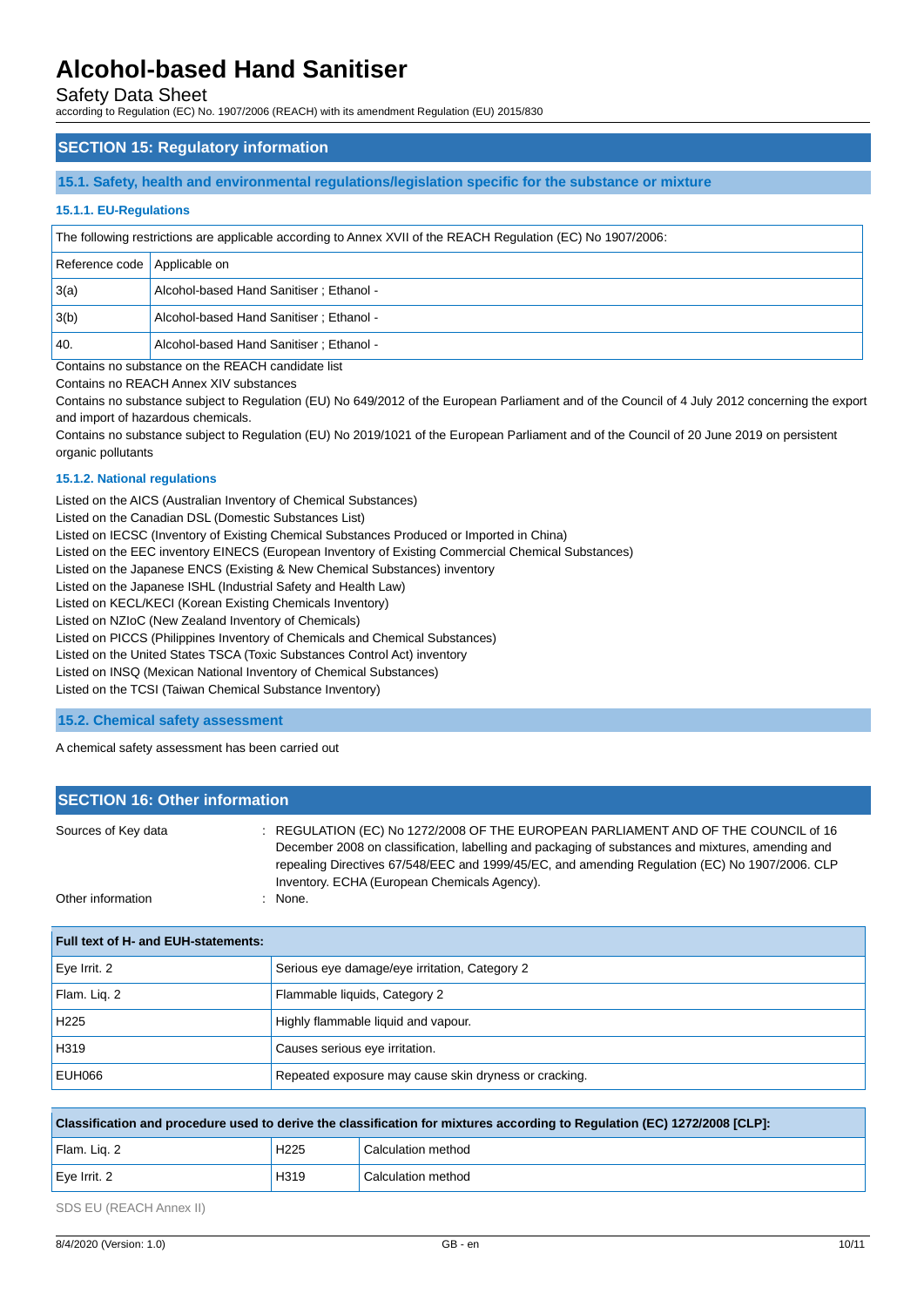## SECTION 15: Regulatory information

### 15.1. Safety, health and environmental regulations/legislation specific for the substance or mixture

#### 15.1.1. EU-Regulations

| The following restrictions are applicable according to Annex XVII of the REACH Regulation (EC) No 1907/2006: | |
|---|---|
| Reference code | Applicable on |
| 3(a) | Alcohol-based Hand Sanitiser ; Ethanol - |
| 3(b) | Alcohol-based Hand Sanitiser ; Ethanol - |
| 40. | Alcohol-based Hand Sanitiser ; Ethanol - |

Contains no substance on the REACH candidate list

Contains no REACH Annex XIV substances

Contains no substance subject to Regulation (EU) No 649/2012 of the European Parliament and of the Council of 4 July 2012 concerning the export and import of hazardous chemicals.

Contains no substance subject to Regulation (EU) No 2019/1021 of the European Parliament and of the Council of 20 June 2019 on persistent organic pollutants

#### 15.1.2. National regulations

Listed on the AICS (Australian Inventory of Chemical Substances)
Listed on the Canadian DSL (Domestic Substances List)
Listed on IECSC (Inventory of Existing Chemical Substances Produced or Imported in China)
Listed on the EEC inventory EINECS (European Inventory of Existing Commercial Chemical Substances)
Listed on the Japanese ENCS (Existing & New Chemical Substances) inventory
Listed on the Japanese ISHL (Industrial Safety and Health Law)
Listed on KECL/KECI (Korean Existing Chemicals Inventory)
Listed on NZIoC (New Zealand Inventory of Chemicals)
Listed on PICCS (Philippines Inventory of Chemicals and Chemical Substances)
Listed on the United States TSCA (Toxic Substances Control Act) inventory
Listed on INSQ (Mexican National Inventory of Chemical Substances)
Listed on the TCSI (Taiwan Chemical Substance Inventory)

### 15.2. Chemical safety assessment

A chemical safety assessment has been carried out

## SECTION 16: Other information

Sources of Key data : REGULATION (EC) No 1272/2008 OF THE EUROPEAN PARLIAMENT AND OF THE COUNCIL of 16 December 2008 on classification, labelling and packaging of substances and mixtures, amending and repealing Directives 67/548/EEC and 1999/45/EC, and amending Regulation (EC) No 1907/2006. CLP Inventory. ECHA (European Chemicals Agency).

Other information : None.

| Full text of H- and EUH-statements: | |
|---|---|
| Eye Irrit. 2 | Serious eye damage/eye irritation, Category 2 |
| Flam. Liq. 2 | Flammable liquids, Category 2 |
| H225 | Highly flammable liquid and vapour. |
| H319 | Causes serious eye irritation. |
| EUH066 | Repeated exposure may cause skin dryness or cracking. |

| Classification and procedure used to derive the classification for mixtures according to Regulation (EC) 1272/2008 [CLP]: | | |
|---|---|---|
| Flam. Liq. 2 | H225 | Calculation method |
| Eye Irrit. 2 | H319 | Calculation method |

SDS EU (REACH Annex II)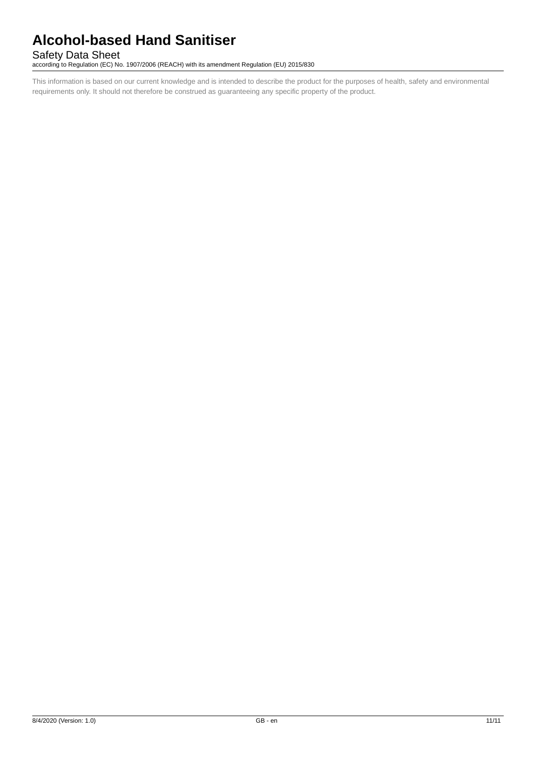This information is based on our current knowledge and is intended to describe the product for the purposes of health, safety and environmental requirements only. It should not therefore be construed as guaranteeing any specific property of the product.